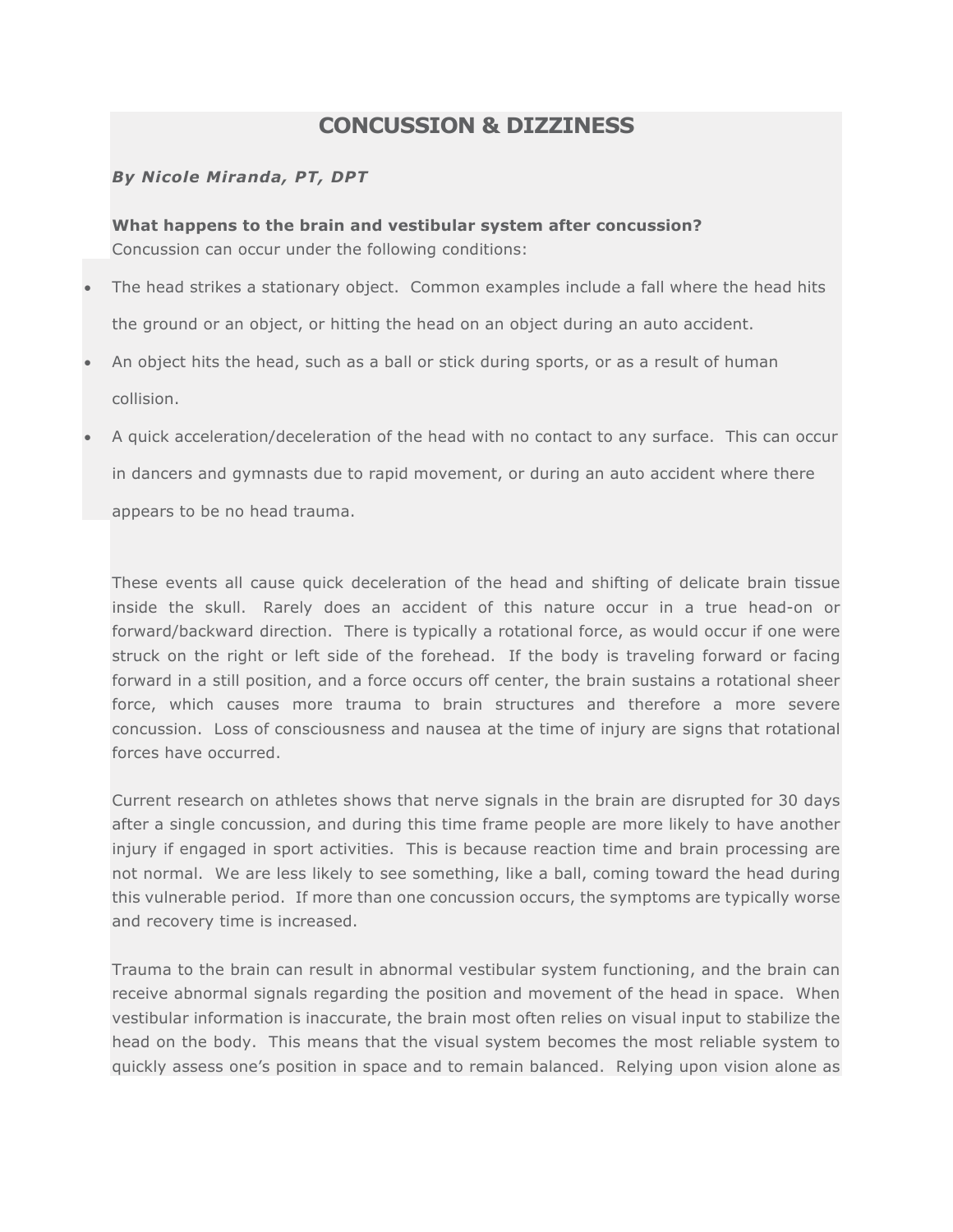# CONCUSSION & DIZZINESS

***By Nicole Miranda, PT, DPT***

**What happens to the brain and vestibular system after concussion?**
Concussion can occur under the following conditions:

- The head strikes a stationary object. Common examples include a fall where the head hits the ground or an object, or hitting the head on an object during an auto accident.
- An object hits the head, such as a ball or stick during sports, or as a result of human collision.
- A quick acceleration/deceleration of the head with no contact to any surface. This can occur in dancers and gymnasts due to rapid movement, or during an auto accident where there appears to be no head trauma.

These events all cause quick deceleration of the head and shifting of delicate brain tissue inside the skull. Rarely does an accident of this nature occur in a true head-on or forward/backward direction. There is typically a rotational force, as would occur if one were struck on the right or left side of the forehead. If the body is traveling forward or facing forward in a still position, and a force occurs off center, the brain sustains a rotational sheer force, which causes more trauma to brain structures and therefore a more severe concussion. Loss of consciousness and nausea at the time of injury are signs that rotational forces have occurred.

Current research on athletes shows that nerve signals in the brain are disrupted for 30 days after a single concussion, and during this time frame people are more likely to have another injury if engaged in sport activities. This is because reaction time and brain processing are not normal. We are less likely to see something, like a ball, coming toward the head during this vulnerable period. If more than one concussion occurs, the symptoms are typically worse and recovery time is increased.

Trauma to the brain can result in abnormal vestibular system functioning, and the brain can receive abnormal signals regarding the position and movement of the head in space. When vestibular information is inaccurate, the brain most often relies on visual input to stabilize the head on the body. This means that the visual system becomes the most reliable system to quickly assess one's position in space and to remain balanced. Relying upon vision alone as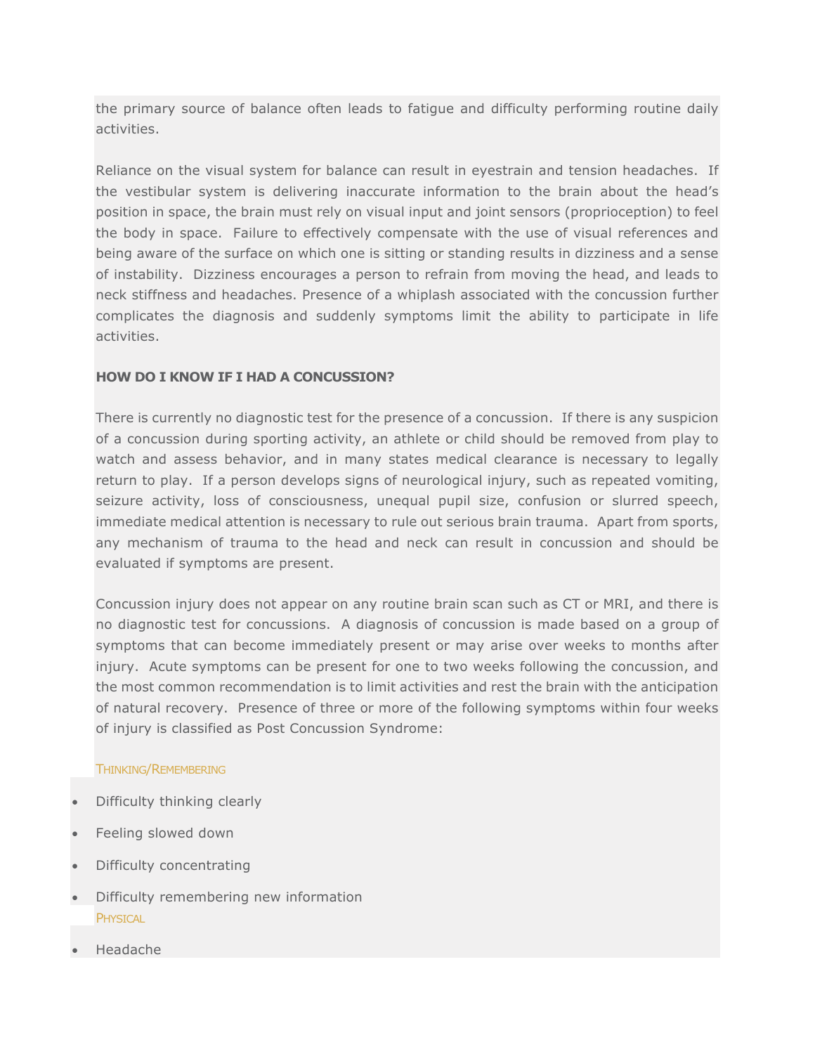the primary source of balance often leads to fatigue and difficulty performing routine daily activities.

Reliance on the visual system for balance can result in eyestrain and tension headaches. If the vestibular system is delivering inaccurate information to the brain about the head's position in space, the brain must rely on visual input and joint sensors (proprioception) to feel the body in space. Failure to effectively compensate with the use of visual references and being aware of the surface on which one is sitting or standing results in dizziness and a sense of instability. Dizziness encourages a person to refrain from moving the head, and leads to neck stiffness and headaches. Presence of a whiplash associated with the concussion further complicates the diagnosis and suddenly symptoms limit the ability to participate in life activities.

**HOW DO I KNOW IF I HAD A CONCUSSION?**

There is currently no diagnostic test for the presence of a concussion. If there is any suspicion of a concussion during sporting activity, an athlete or child should be removed from play to watch and assess behavior, and in many states medical clearance is necessary to legally return to play. If a person develops signs of neurological injury, such as repeated vomiting, seizure activity, loss of consciousness, unequal pupil size, confusion or slurred speech, immediate medical attention is necessary to rule out serious brain trauma. Apart from sports, any mechanism of trauma to the head and neck can result in concussion and should be evaluated if symptoms are present.

Concussion injury does not appear on any routine brain scan such as CT or MRI, and there is no diagnostic test for concussions. A diagnosis of concussion is made based on a group of symptoms that can become immediately present or may arise over weeks to months after injury. Acute symptoms can be present for one to two weeks following the concussion, and the most common recommendation is to limit activities and rest the brain with the anticipation of natural recovery. Presence of three or more of the following symptoms within four weeks of injury is classified as Post Concussion Syndrome:

THINKING/REMEMBERING

- Difficulty thinking clearly
- Feeling slowed down
- Difficulty concentrating
- Difficulty remembering new information

PHYSICAL

- Headache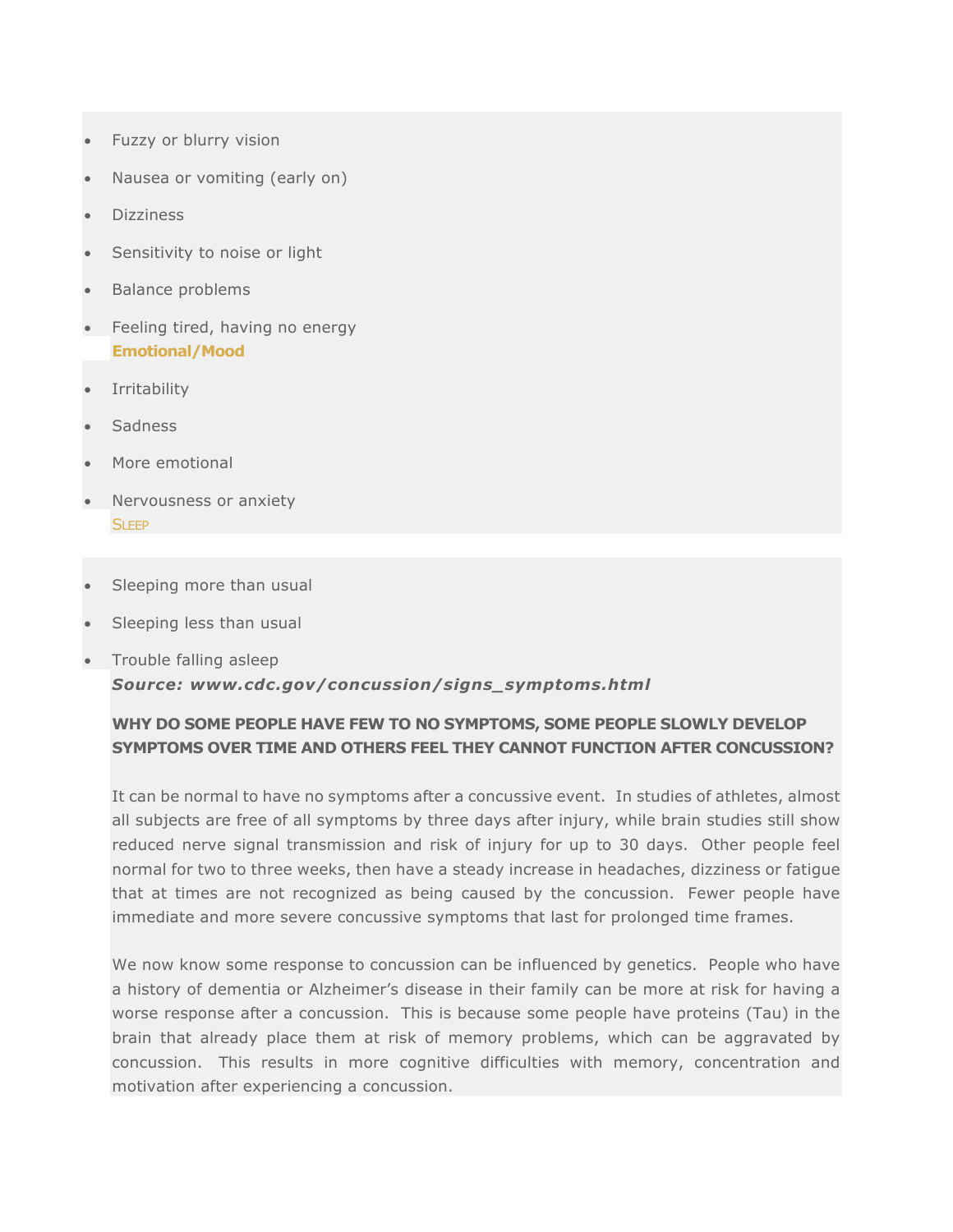- Fuzzy or blurry vision
- Nausea or vomiting (early on)
- Dizziness
- Sensitivity to noise or light
- Balance problems
- Feeling tired, having no energy

**Emotional/Mood**

- Irritability
- Sadness
- More emotional
- Nervousness or anxiety

Sleep

- Sleeping more than usual
- Sleeping less than usual
- Trouble falling asleep

***Source: www.cdc.gov/concussion/signs_symptoms.html***

**WHY DO SOME PEOPLE HAVE FEW TO NO SYMPTOMS, SOME PEOPLE SLOWLY DEVELOP SYMPTOMS OVER TIME AND OTHERS FEEL THEY CANNOT FUNCTION AFTER CONCUSSION?**

It can be normal to have no symptoms after a concussive event. In studies of athletes, almost all subjects are free of all symptoms by three days after injury, while brain studies still show reduced nerve signal transmission and risk of injury for up to 30 days. Other people feel normal for two to three weeks, then have a steady increase in headaches, dizziness or fatigue that at times are not recognized as being caused by the concussion. Fewer people have immediate and more severe concussive symptoms that last for prolonged time frames.

We now know some response to concussion can be influenced by genetics. People who have a history of dementia or Alzheimer's disease in their family can be more at risk for having a worse response after a concussion. This is because some people have proteins (Tau) in the brain that already place them at risk of memory problems, which can be aggravated by concussion. This results in more cognitive difficulties with memory, concentration and motivation after experiencing a concussion.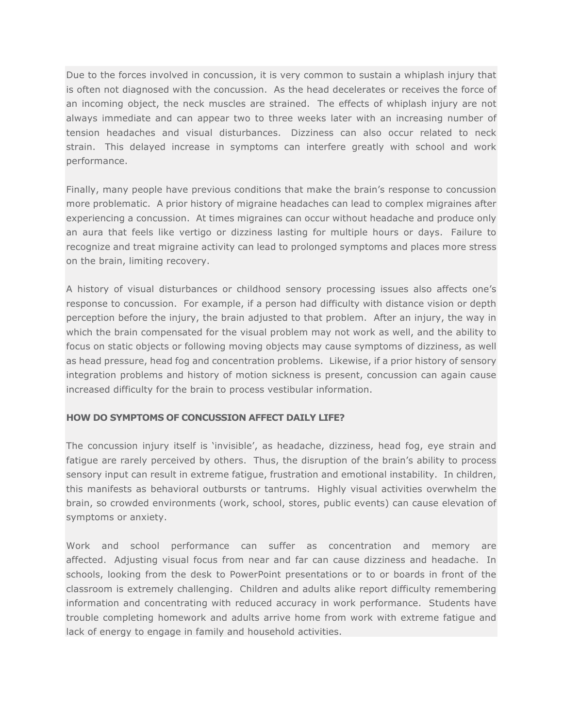Due to the forces involved in concussion, it is very common to sustain a whiplash injury that is often not diagnosed with the concussion. As the head decelerates or receives the force of an incoming object, the neck muscles are strained. The effects of whiplash injury are not always immediate and can appear two to three weeks later with an increasing number of tension headaches and visual disturbances. Dizziness can also occur related to neck strain. This delayed increase in symptoms can interfere greatly with school and work performance.

Finally, many people have previous conditions that make the brain's response to concussion more problematic. A prior history of migraine headaches can lead to complex migraines after experiencing a concussion. At times migraines can occur without headache and produce only an aura that feels like vertigo or dizziness lasting for multiple hours or days. Failure to recognize and treat migraine activity can lead to prolonged symptoms and places more stress on the brain, limiting recovery.

A history of visual disturbances or childhood sensory processing issues also affects one's response to concussion. For example, if a person had difficulty with distance vision or depth perception before the injury, the brain adjusted to that problem. After an injury, the way in which the brain compensated for the visual problem may not work as well, and the ability to focus on static objects or following moving objects may cause symptoms of dizziness, as well as head pressure, head fog and concentration problems. Likewise, if a prior history of sensory integration problems and history of motion sickness is present, concussion can again cause increased difficulty for the brain to process vestibular information.

**HOW DO SYMPTOMS OF CONCUSSION AFFECT DAILY LIFE?**

The concussion injury itself is 'invisible', as headache, dizziness, head fog, eye strain and fatigue are rarely perceived by others. Thus, the disruption of the brain's ability to process sensory input can result in extreme fatigue, frustration and emotional instability. In children, this manifests as behavioral outbursts or tantrums. Highly visual activities overwhelm the brain, so crowded environments (work, school, stores, public events) can cause elevation of symptoms or anxiety.

Work and school performance can suffer as concentration and memory are affected. Adjusting visual focus from near and far can cause dizziness and headache. In schools, looking from the desk to PowerPoint presentations or to or boards in front of the classroom is extremely challenging. Children and adults alike report difficulty remembering information and concentrating with reduced accuracy in work performance. Students have trouble completing homework and adults arrive home from work with extreme fatigue and lack of energy to engage in family and household activities.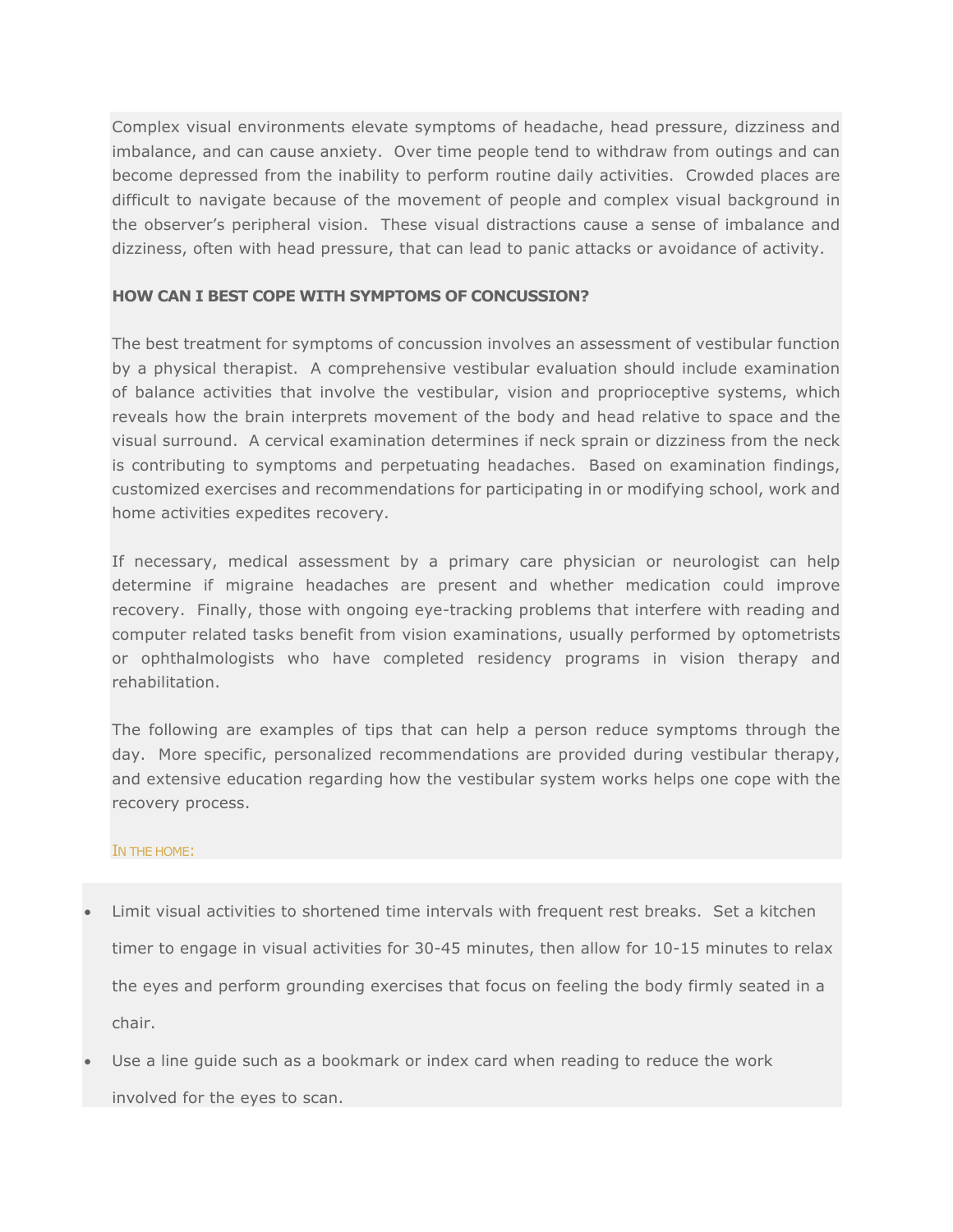Complex visual environments elevate symptoms of headache, head pressure, dizziness and imbalance, and can cause anxiety. Over time people tend to withdraw from outings and can become depressed from the inability to perform routine daily activities. Crowded places are difficult to navigate because of the movement of people and complex visual background in the observer's peripheral vision. These visual distractions cause a sense of imbalance and dizziness, often with head pressure, that can lead to panic attacks or avoidance of activity.

**HOW CAN I BEST COPE WITH SYMPTOMS OF CONCUSSION?**

The best treatment for symptoms of concussion involves an assessment of vestibular function by a physical therapist. A comprehensive vestibular evaluation should include examination of balance activities that involve the vestibular, vision and proprioceptive systems, which reveals how the brain interprets movement of the body and head relative to space and the visual surround. A cervical examination determines if neck sprain or dizziness from the neck is contributing to symptoms and perpetuating headaches. Based on examination findings, customized exercises and recommendations for participating in or modifying school, work and home activities expedites recovery.

If necessary, medical assessment by a primary care physician or neurologist can help determine if migraine headaches are present and whether medication could improve recovery. Finally, those with ongoing eye-tracking problems that interfere with reading and computer related tasks benefit from vision examinations, usually performed by optometrists or ophthalmologists who have completed residency programs in vision therapy and rehabilitation.

The following are examples of tips that can help a person reduce symptoms through the day. More specific, personalized recommendations are provided during vestibular therapy, and extensive education regarding how the vestibular system works helps one cope with the recovery process.

IN THE HOME:

- Limit visual activities to shortened time intervals with frequent rest breaks. Set a kitchen timer to engage in visual activities for 30-45 minutes, then allow for 10-15 minutes to relax the eyes and perform grounding exercises that focus on feeling the body firmly seated in a chair.
- Use a line guide such as a bookmark or index card when reading to reduce the work involved for the eyes to scan.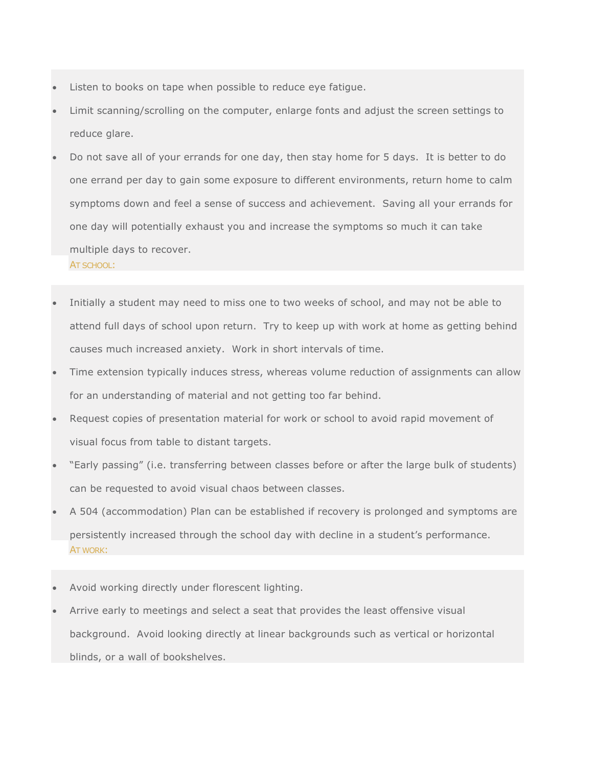- Listen to books on tape when possible to reduce eye fatigue.
- Limit scanning/scrolling on the computer, enlarge fonts and adjust the screen settings to reduce glare.
- Do not save all of your errands for one day, then stay home for 5 days. It is better to do one errand per day to gain some exposure to different environments, return home to calm symptoms down and feel a sense of success and achievement. Saving all your errands for one day will potentially exhaust you and increase the symptoms so much it can take multiple days to recover.

### AT SCHOOL:

- Initially a student may need to miss one to two weeks of school, and may not be able to attend full days of school upon return. Try to keep up with work at home as getting behind causes much increased anxiety. Work in short intervals of time.
- Time extension typically induces stress, whereas volume reduction of assignments can allow for an understanding of material and not getting too far behind.
- Request copies of presentation material for work or school to avoid rapid movement of visual focus from table to distant targets.
- "Early passing" (i.e. transferring between classes before or after the large bulk of students) can be requested to avoid visual chaos between classes.
- A 504 (accommodation) Plan can be established if recovery is prolonged and symptoms are persistently increased through the school day with decline in a student's performance.

### AT WORK:

- Avoid working directly under florescent lighting.
- Arrive early to meetings and select a seat that provides the least offensive visual background. Avoid looking directly at linear backgrounds such as vertical or horizontal blinds, or a wall of bookshelves.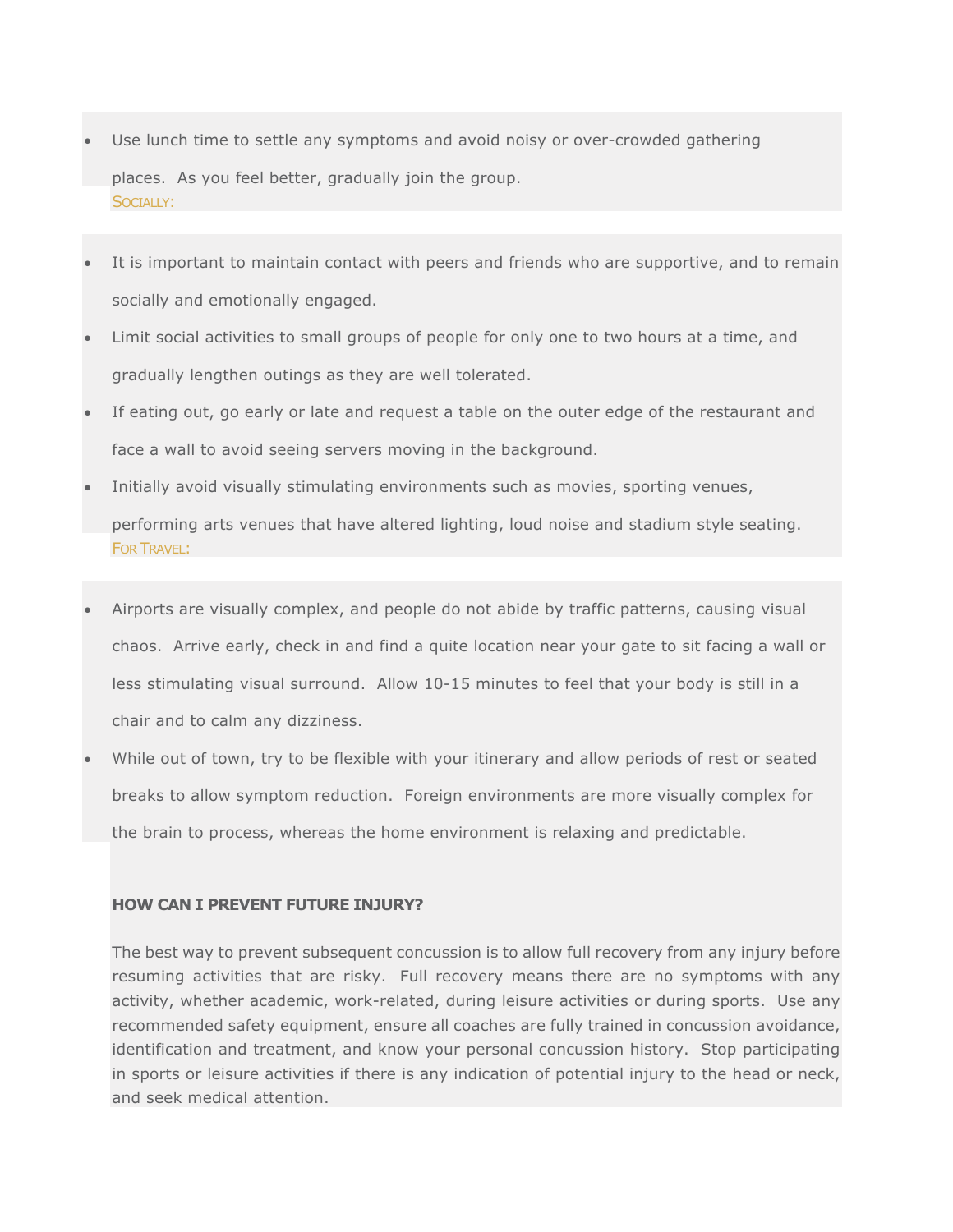- Use lunch time to settle any symptoms and avoid noisy or over-crowded gathering places. As you feel better, gradually join the group.

SOCIALLY:

- It is important to maintain contact with peers and friends who are supportive, and to remain socially and emotionally engaged.
- Limit social activities to small groups of people for only one to two hours at a time, and gradually lengthen outings as they are well tolerated.
- If eating out, go early or late and request a table on the outer edge of the restaurant and face a wall to avoid seeing servers moving in the background.
- Initially avoid visually stimulating environments such as movies, sporting venues, performing arts venues that have altered lighting, loud noise and stadium style seating.

FOR TRAVEL:

- Airports are visually complex, and people do not abide by traffic patterns, causing visual chaos. Arrive early, check in and find a quite location near your gate to sit facing a wall or less stimulating visual surround. Allow 10-15 minutes to feel that your body is still in a chair and to calm any dizziness.
- While out of town, try to be flexible with your itinerary and allow periods of rest or seated breaks to allow symptom reduction. Foreign environments are more visually complex for the brain to process, whereas the home environment is relaxing and predictable.

**HOW CAN I PREVENT FUTURE INJURY?**

The best way to prevent subsequent concussion is to allow full recovery from any injury before resuming activities that are risky. Full recovery means there are no symptoms with any activity, whether academic, work-related, during leisure activities or during sports. Use any recommended safety equipment, ensure all coaches are fully trained in concussion avoidance, identification and treatment, and know your personal concussion history. Stop participating in sports or leisure activities if there is any indication of potential injury to the head or neck, and seek medical attention.